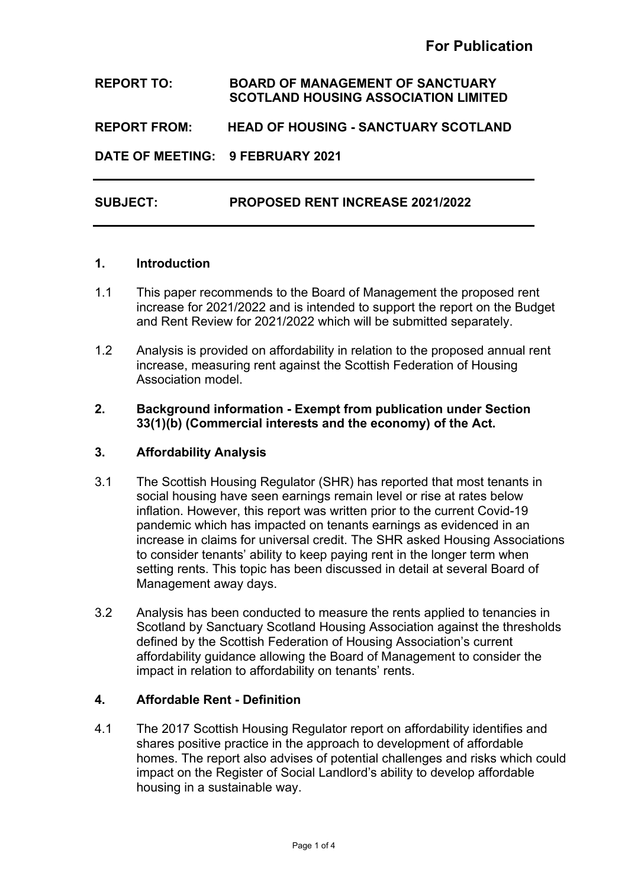**For Publication**

**REPORT TO:** **BOARD OF MANAGEMENT OF SANCTUARY SCOTLAND HOUSING ASSOCIATION LIMITED**

**REPORT FROM:** **HEAD OF HOUSING - SANCTUARY SCOTLAND**

**DATE OF MEETING:** **9 FEBRUARY 2021**

---

**SUBJECT:** **PROPOSED RENT INCREASE 2021/2022**

---

## 1. Introduction

1.1 This paper recommends to the Board of Management the proposed rent increase for 2021/2022 and is intended to support the report on the Budget and Rent Review for 2021/2022 which will be submitted separately.

1.2 Analysis is provided on affordability in relation to the proposed annual rent increase, measuring rent against the Scottish Federation of Housing Association model.

## 2. Background information - Exempt from publication under Section 33(1)(b) (Commercial interests and the economy) of the Act.

## 3. Affordability Analysis

3.1 The Scottish Housing Regulator (SHR) has reported that most tenants in social housing have seen earnings remain level or rise at rates below inflation. However, this report was written prior to the current Covid-19 pandemic which has impacted on tenants earnings as evidenced in an increase in claims for universal credit. The SHR asked Housing Associations to consider tenants' ability to keep paying rent in the longer term when setting rents. This topic has been discussed in detail at several Board of Management away days.

3.2 Analysis has been conducted to measure the rents applied to tenancies in Scotland by Sanctuary Scotland Housing Association against the thresholds defined by the Scottish Federation of Housing Association's current affordability guidance allowing the Board of Management to consider the impact in relation to affordability on tenants' rents.

## 4. Affordable Rent - Definition

4.1 The 2017 Scottish Housing Regulator report on affordability identifies and shares positive practice in the approach to development of affordable homes. The report also advises of potential challenges and risks which could impact on the Register of Social Landlord's ability to develop affordable housing in a sustainable way.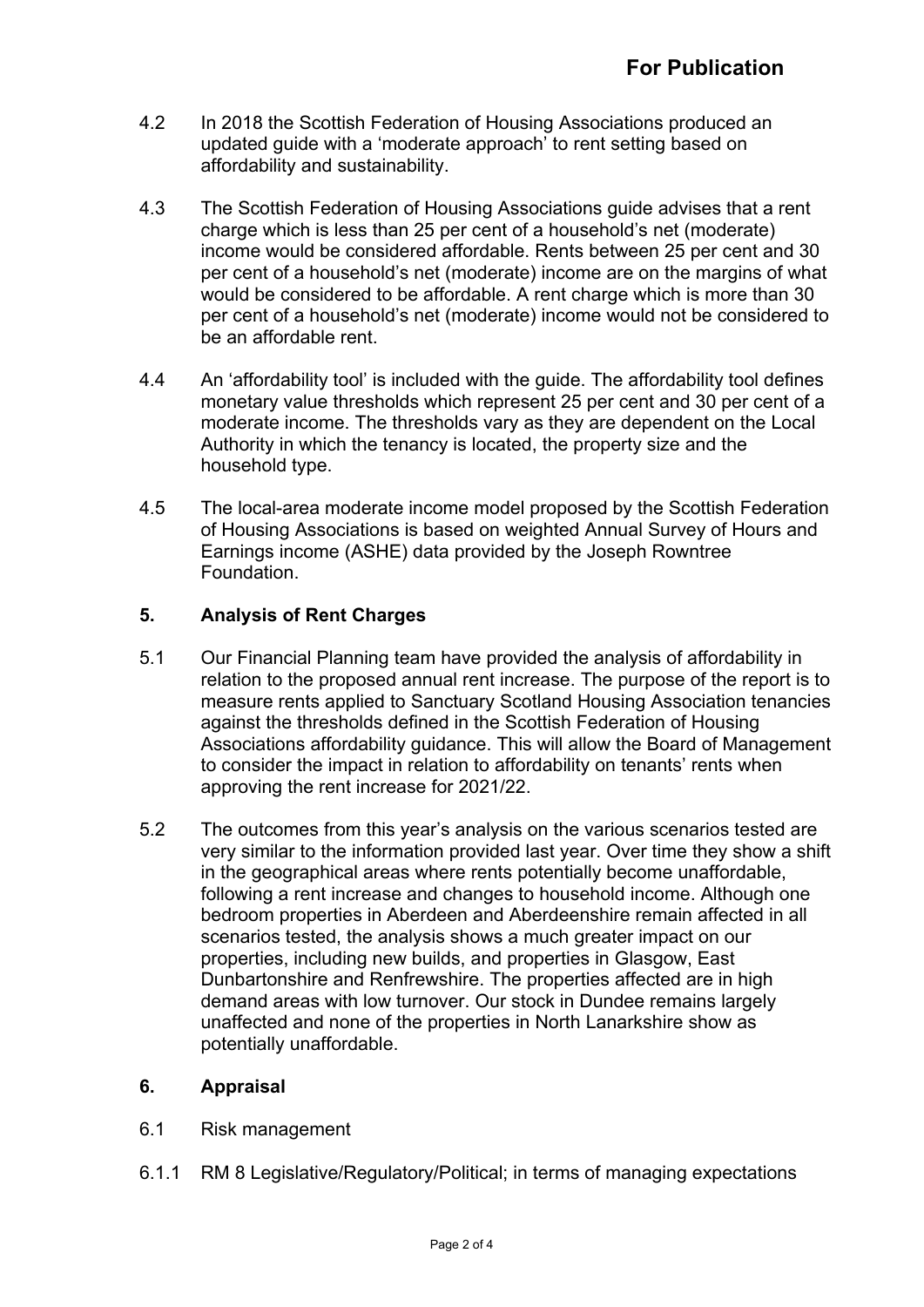**For Publication**

4.2 In 2018 the Scottish Federation of Housing Associations produced an updated guide with a 'moderate approach' to rent setting based on affordability and sustainability.

4.3 The Scottish Federation of Housing Associations guide advises that a rent charge which is less than 25 per cent of a household's net (moderate) income would be considered affordable. Rents between 25 per cent and 30 per cent of a household's net (moderate) income are on the margins of what would be considered to be affordable. A rent charge which is more than 30 per cent of a household's net (moderate) income would not be considered to be an affordable rent.

4.4 An 'affordability tool' is included with the guide. The affordability tool defines monetary value thresholds which represent 25 per cent and 30 per cent of a moderate income. The thresholds vary as they are dependent on the Local Authority in which the tenancy is located, the property size and the household type.

4.5 The local-area moderate income model proposed by the Scottish Federation of Housing Associations is based on weighted Annual Survey of Hours and Earnings income (ASHE) data provided by the Joseph Rowntree Foundation.

## 5. Analysis of Rent Charges

5.1 Our Financial Planning team have provided the analysis of affordability in relation to the proposed annual rent increase. The purpose of the report is to measure rents applied to Sanctuary Scotland Housing Association tenancies against the thresholds defined in the Scottish Federation of Housing Associations affordability guidance. This will allow the Board of Management to consider the impact in relation to affordability on tenants' rents when approving the rent increase for 2021/22.

5.2 The outcomes from this year's analysis on the various scenarios tested are very similar to the information provided last year. Over time they show a shift in the geographical areas where rents potentially become unaffordable, following a rent increase and changes to household income. Although one bedroom properties in Aberdeen and Aberdeenshire remain affected in all scenarios tested, the analysis shows a much greater impact on our properties, including new builds, and properties in Glasgow, East Dunbartonshire and Renfrewshire. The properties affected are in high demand areas with low turnover. Our stock in Dundee remains largely unaffected and none of the properties in North Lanarkshire show as potentially unaffordable.

## 6. Appraisal

6.1 Risk management

6.1.1 RM 8 Legislative/Regulatory/Political; in terms of managing expectations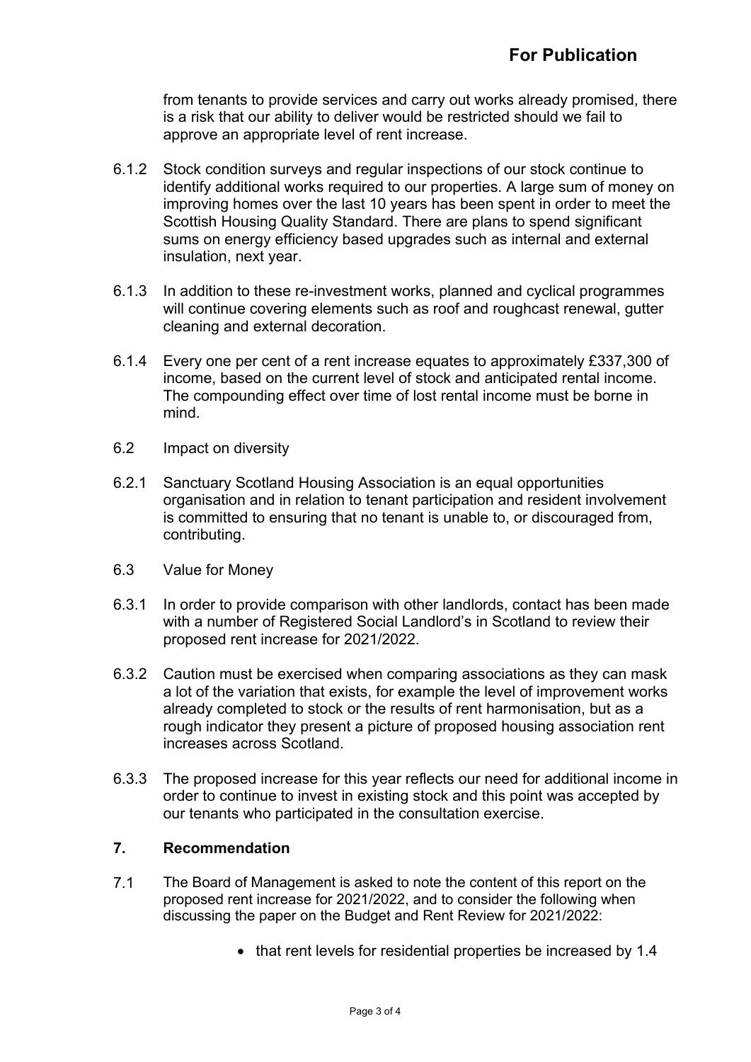from tenants to provide services and carry out works already promised, there is a risk that our ability to deliver would be restricted should we fail to approve an appropriate level of rent increase.

6.1.2 Stock condition surveys and regular inspections of our stock continue to identify additional works required to our properties. A large sum of money on improving homes over the last 10 years has been spent in order to meet the Scottish Housing Quality Standard. There are plans to spend significant sums on energy efficiency based upgrades such as internal and external insulation, next year.

6.1.3 In addition to these re-investment works, planned and cyclical programmes will continue covering elements such as roof and roughcast renewal, gutter cleaning and external decoration.

6.1.4 Every one per cent of a rent increase equates to approximately £337,300 of income, based on the current level of stock and anticipated rental income. The compounding effect over time of lost rental income must be borne in mind.

6.2 Impact on diversity

6.2.1 Sanctuary Scotland Housing Association is an equal opportunities organisation and in relation to tenant participation and resident involvement is committed to ensuring that no tenant is unable to, or discouraged from, contributing.

6.3 Value for Money

6.3.1 In order to provide comparison with other landlords, contact has been made with a number of Registered Social Landlord's in Scotland to review their proposed rent increase for 2021/2022.

6.3.2 Caution must be exercised when comparing associations as they can mask a lot of the variation that exists, for example the level of improvement works already completed to stock or the results of rent harmonisation, but as a rough indicator they present a picture of proposed housing association rent increases across Scotland.

6.3.3 The proposed increase for this year reflects our need for additional income in order to continue to invest in existing stock and this point was accepted by our tenants who participated in the consultation exercise.

## 7. Recommendation

7.1 The Board of Management is asked to note the content of this report on the proposed rent increase for 2021/2022, and to consider the following when discussing the paper on the Budget and Rent Review for 2021/2022:

- that rent levels for residential properties be increased by 1.4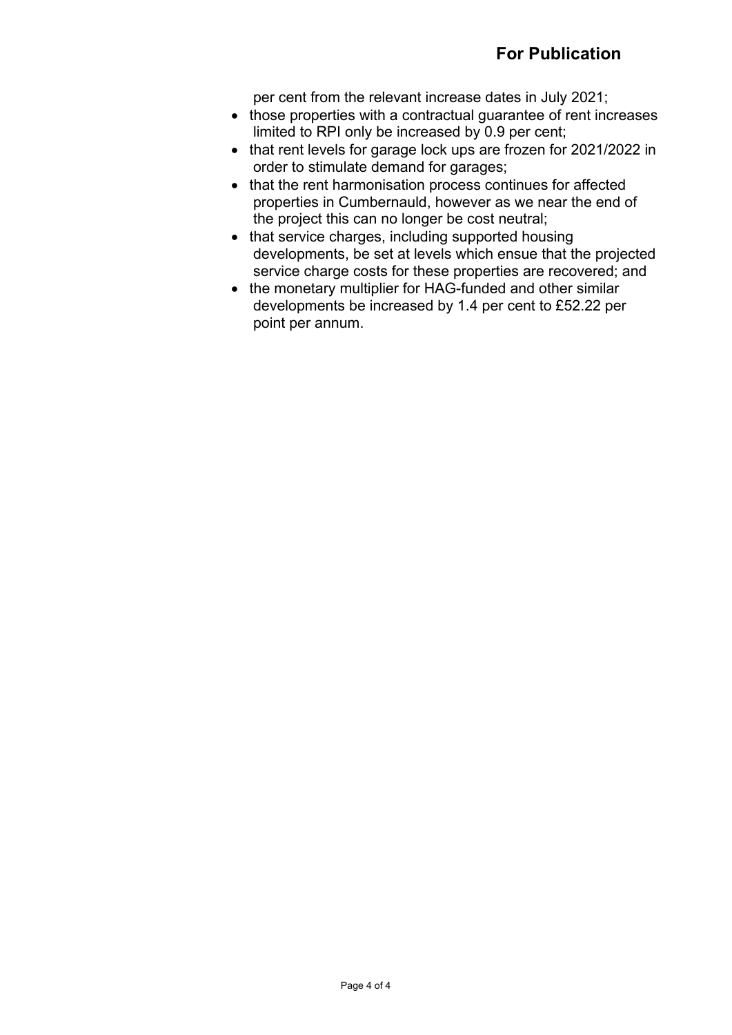per cent from the relevant increase dates in July 2021;

- those properties with a contractual guarantee of rent increases limited to RPI only be increased by 0.9 per cent;
- that rent levels for garage lock ups are frozen for 2021/2022 in order to stimulate demand for garages;
- that the rent harmonisation process continues for affected properties in Cumbernauld, however as we near the end of the project this can no longer be cost neutral;
- that service charges, including supported housing developments, be set at levels which ensue that the projected service charge costs for these properties are recovered; and
- the monetary multiplier for HAG-funded and other similar developments be increased by 1.4 per cent to £52.22 per point per annum.